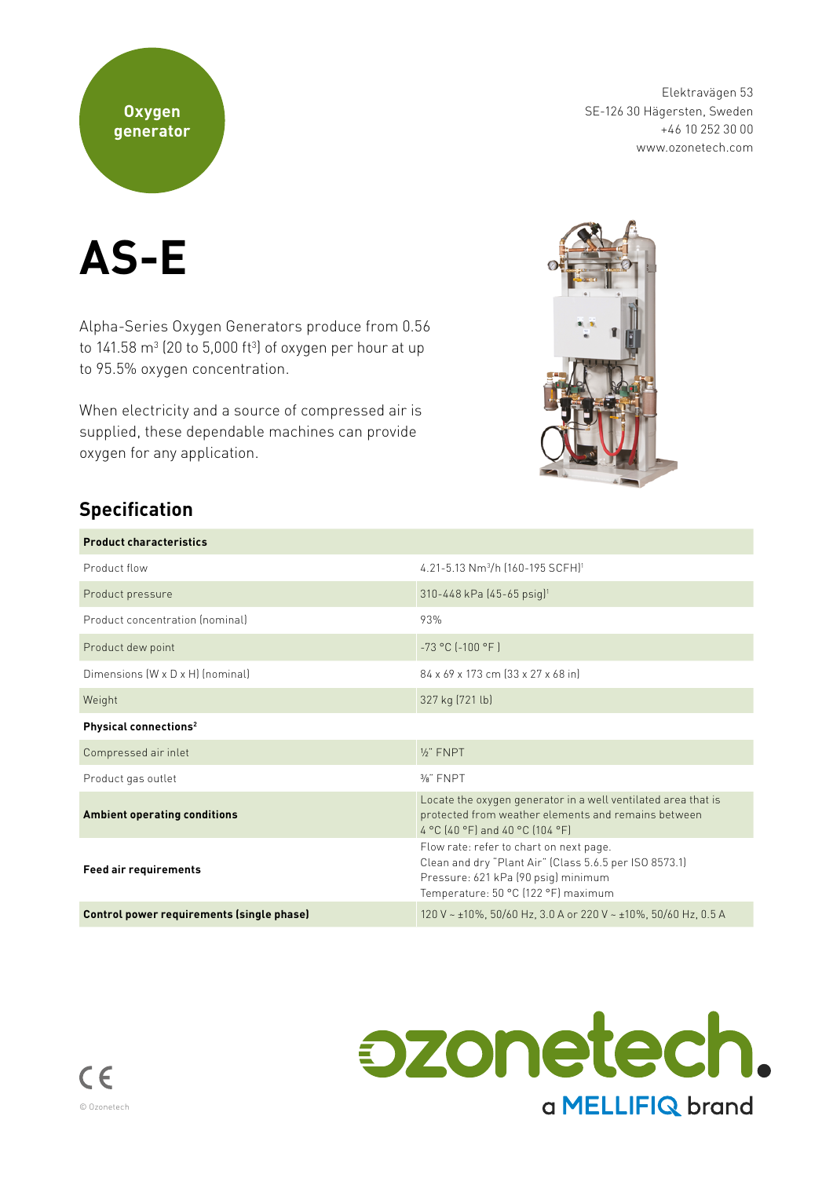Oxygen generator

Elektravägen 53
SE-126 30 Hägersten, Sweden
+46 10 252 30 00
www.ozonetech.com

# AS-E

Alpha-Series Oxygen Generators produce from 0.56 to 141.58 $m^3$ (20 to 5,000 $ft^3$) of oxygen per hour at up to 95.5% oxygen concentration.

When electricity and a source of compressed air is supplied, these dependable machines can provide oxygen for any application.

## Specification

| **Product characteristics** | |
|---|---|
| Product flow | 4.21-5.13 $Nm^3/h$ (160-195 SCFH)[1] |
| Product pressure | 310-448 kPa (45-65 psig)[1] |
| Product concentration (nominal) | 93% |
| Product dew point | -73 °C (-100 °F ) |
| Dimensions (W x D x H) (nominal) | 84 x 69 x 173 cm (33 x 27 x 68 in) |
| Weight | 327 kg (721 lb) |
| **Physical connections[2]** | |
| Compressed air inlet | ½" FNPT |
| Product gas outlet | ⅜" FNPT |
| **Ambient operating conditions** | Locate the oxygen generator in a well ventilated area that is protected from weather elements and remains between 4 °C (40 °F) and 40 °C (104 °F) |
| **Feed air requirements** | Flow rate: refer to chart on next page.<br>Clean and dry "Plant Air" (Class 5.6.5 per ISO 8573.1)<br>Pressure: 621 kPa (90 psig) minimum<br>Temperature: 50 °C (122 °F) maximum |
| **Control power requirements (single phase)** | 120 V ~ ±10%, 50/60 Hz, 3.0 A or 220 V ~ ±10%, 50/60 Hz, 0.5 A |

CE

© Ozonetech

ozonetech. a MELLIFIQ brand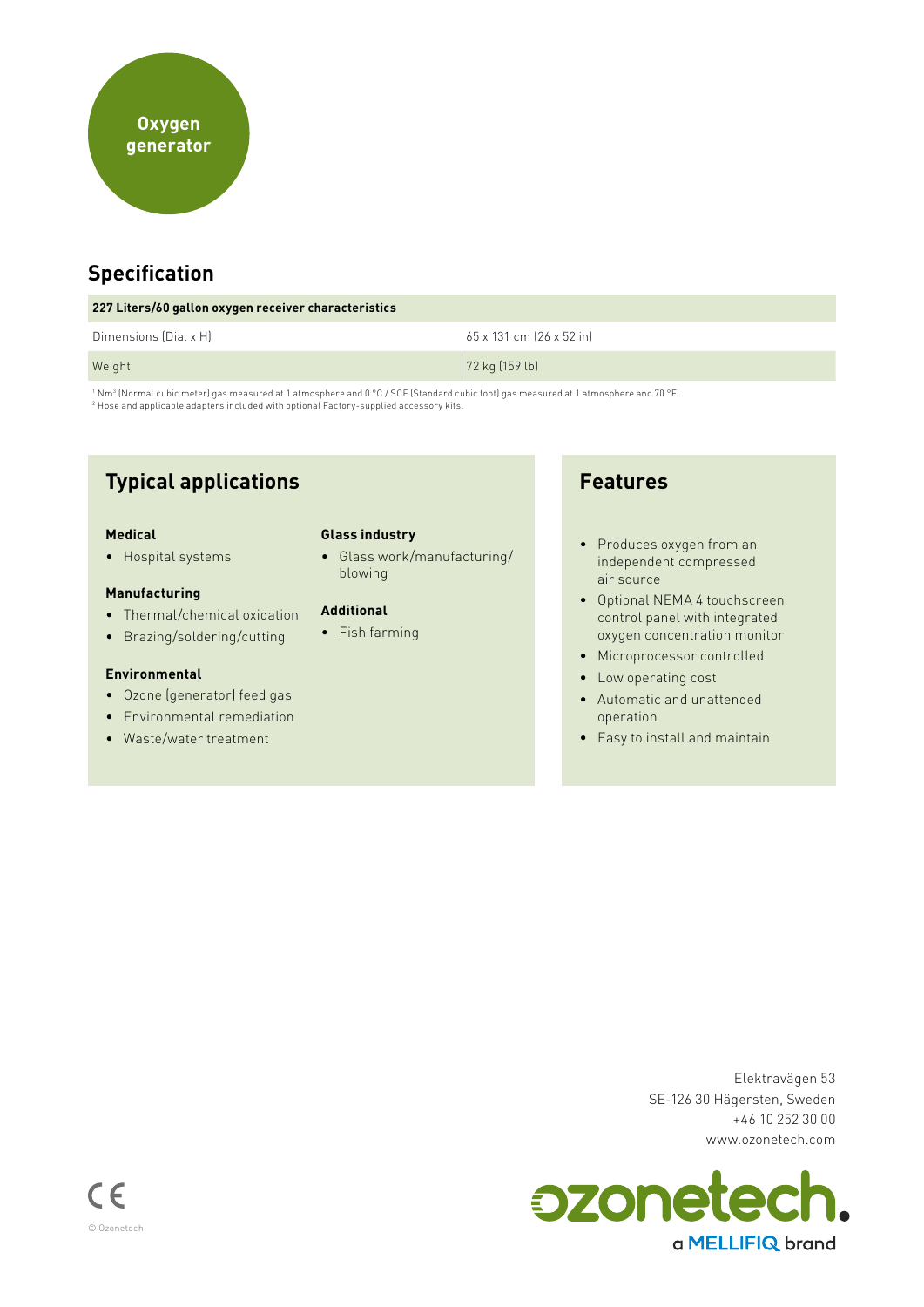Oxygen generator

## Specification

| 227 Liters/60 gallon oxygen receiver characteristics | |
|---|---|
| Dimensions (Dia. x H) | 65 x 131 cm (26 x 52 in) |
| Weight | 72 kg (159 lb) |

[1] $Nm^3$ (Normal cubic meter) gas measured at 1 atmosphere and 0 °C / SCF (Standard cubic foot) gas measured at 1 atmosphere and 70 °F.
[2] Hose and applicable adapters included with optional Factory-supplied accessory kits.

## Typical applications

**Medical**

- Hospital systems

**Manufacturing**

- Thermal/chemical oxidation
- Brazing/soldering/cutting

**Environmental**

- Ozone (generator) feed gas
- Environmental remediation
- Waste/water treatment

**Glass industry**

- Glass work/manufacturing/blowing

**Additional**

- Fish farming

## Features

- Produces oxygen from an independent compressed air source
- Optional NEMA 4 touchscreen control panel with integrated oxygen concentration monitor
- Microprocessor controlled
- Low operating cost
- Automatic and unattended operation
- Easy to install and maintain

Elektravägen 53
SE-126 30 Hägersten, Sweden
+46 10 252 30 00
www.ozonetech.com

ozonetech.
a MELLIFIQ brand

© Ozonetech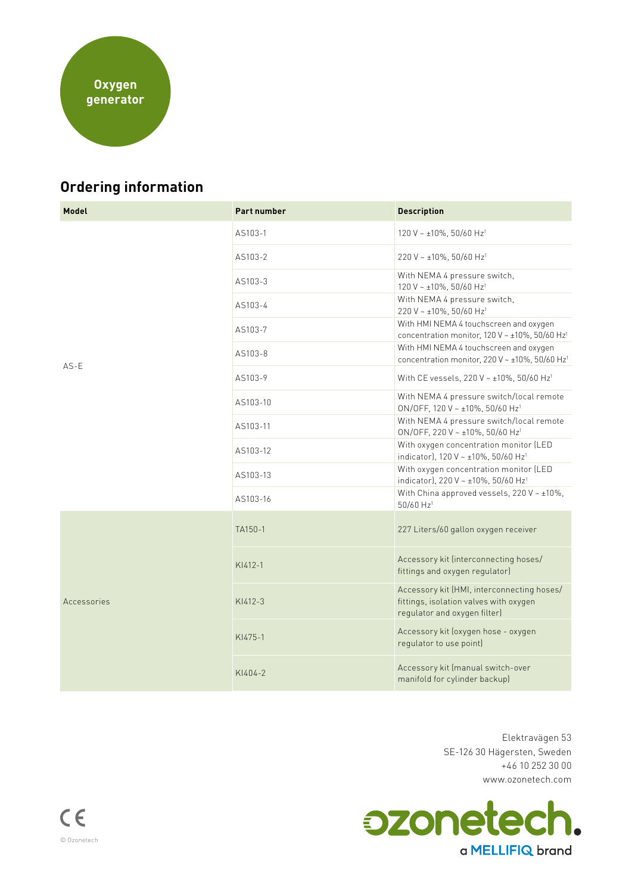Oxygen generator

## Ordering information

| Model | Part number | Description |
|---|---|---|
| AS-E | AS103-1 | 120 V ~ ±10%, 50/60 Hz[1] |
| | AS103-2 | 220 V ~ ±10%, 50/60 Hz[1] |
| | AS103-3 | With NEMA 4 pressure switch, 120 V ~ ±10%, 50/60 Hz[1] |
| | AS103-4 | With NEMA 4 pressure switch, 220 V ~ ±10%, 50/60 Hz[1] |
| | AS103-7 | With HMI NEMA 4 touchscreen and oxygen concentration monitor, 120 V ~ ±10%, 50/60 Hz[1] |
| | AS103-8 | With HMI NEMA 4 touchscreen and oxygen concentration monitor, 220 V ~ ±10%, 50/60 Hz[1] |
| | AS103-9 | With CE vessels, 220 V ~ ±10%, 50/60 Hz[1] |
| | AS103-10 | With NEMA 4 pressure switch/local remote ON/OFF, 120 V ~ ±10%, 50/60 Hz[1] |
| | AS103-11 | With NEMA 4 pressure switch/local remote ON/OFF, 220 V ~ ±10%, 50/60 Hz[1] |
| | AS103-12 | With oxygen concentration monitor (LED indicator), 120 V ~ ±10%, 50/60 Hz[1] |
| | AS103-13 | With oxygen concentration monitor (LED indicator), 220 V ~ ±10%, 50/60 Hz[1] |
| | AS103-16 | With China approved vessels, 220 V ~ ±10%, 50/60 Hz[1] |
| Accessories | TA150-1 | 227 Liters/60 gallon oxygen receiver |
| | KI412-1 | Accessory kit (interconnecting hoses/ fittings and oxygen regulator) |
| | KI412-3 | Accessory kit (HMI, interconnecting hoses/ fittings, isolation valves with oxygen regulator and oxygen filter) |
| | KI475-1 | Accessory kit (oxygen hose - oxygen regulator to use point) |
| | KI404-2 | Accessory kit (manual switch-over manifold for cylinder backup) |

Elektravägen 53
SE-126 30 Hägersten, Sweden
+46 10 252 30 00
www.ozonetech.com

ozonetech. a MELLIFIQ brand

© Ozonetech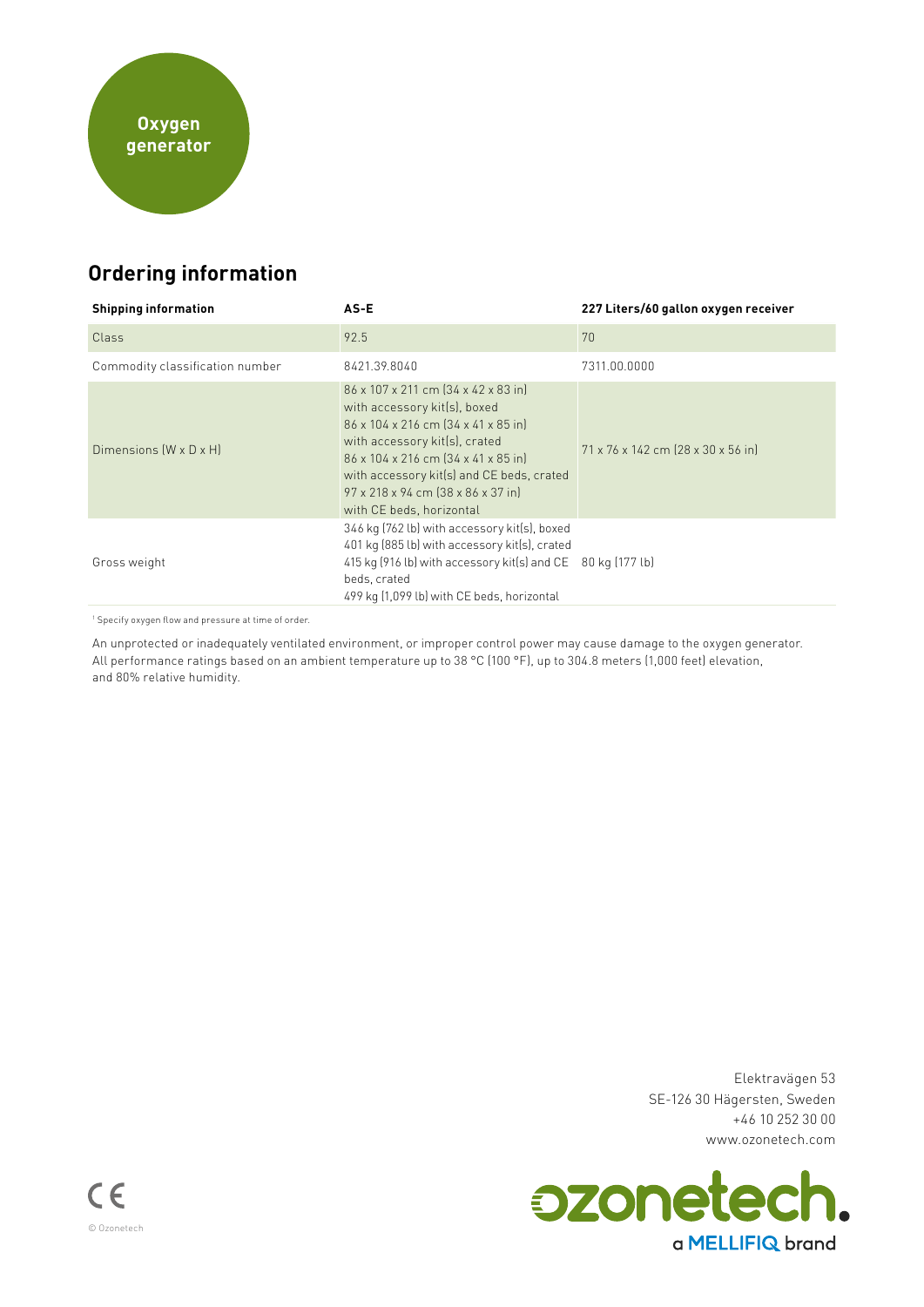Oxygen generator

## Ordering information

| Shipping information | AS-E | 227 Liters/60 gallon oxygen receiver |
|---|---|---|
| Class | 92.5 | 70 |
| Commodity classification number | 8421.39.8040 | 7311.00.0000 |
| Dimensions (W x D x H) | 86 x 107 x 211 cm (34 x 42 x 83 in) with accessory kit(s), boxed<br>86 x 104 x 216 cm (34 x 41 x 85 in) with accessory kit(s), crated<br>86 x 104 x 216 cm (34 x 41 x 85 in) with accessory kit(s) and CE beds, crated<br>97 x 218 x 94 cm (38 x 86 x 37 in) with CE beds, horizontal | 71 x 76 x 142 cm (28 x 30 x 56 in) |
| Gross weight | 346 kg (762 lb) with accessory kit(s), boxed<br>401 kg (885 lb) with accessory kit(s), crated<br>415 kg (916 lb) with accessory kit(s) and CE beds, crated<br>499 kg (1,099 lb) with CE beds, horizontal | 80 kg (177 lb) |

[1] Specify oxygen flow and pressure at time of order.

An unprotected or inadequately ventilated environment, or improper control power may cause damage to the oxygen generator. All performance ratings based on an ambient temperature up to 38 °C (100 °F), up to 304.8 meters (1,000 feet) elevation, and 80% relative humidity.

Elektravägen 53
SE-126 30 Hägersten, Sweden
+46 10 252 30 00
www.ozonetech.com

ozonetech. a MELLIFIQ brand

CE

© Ozonetech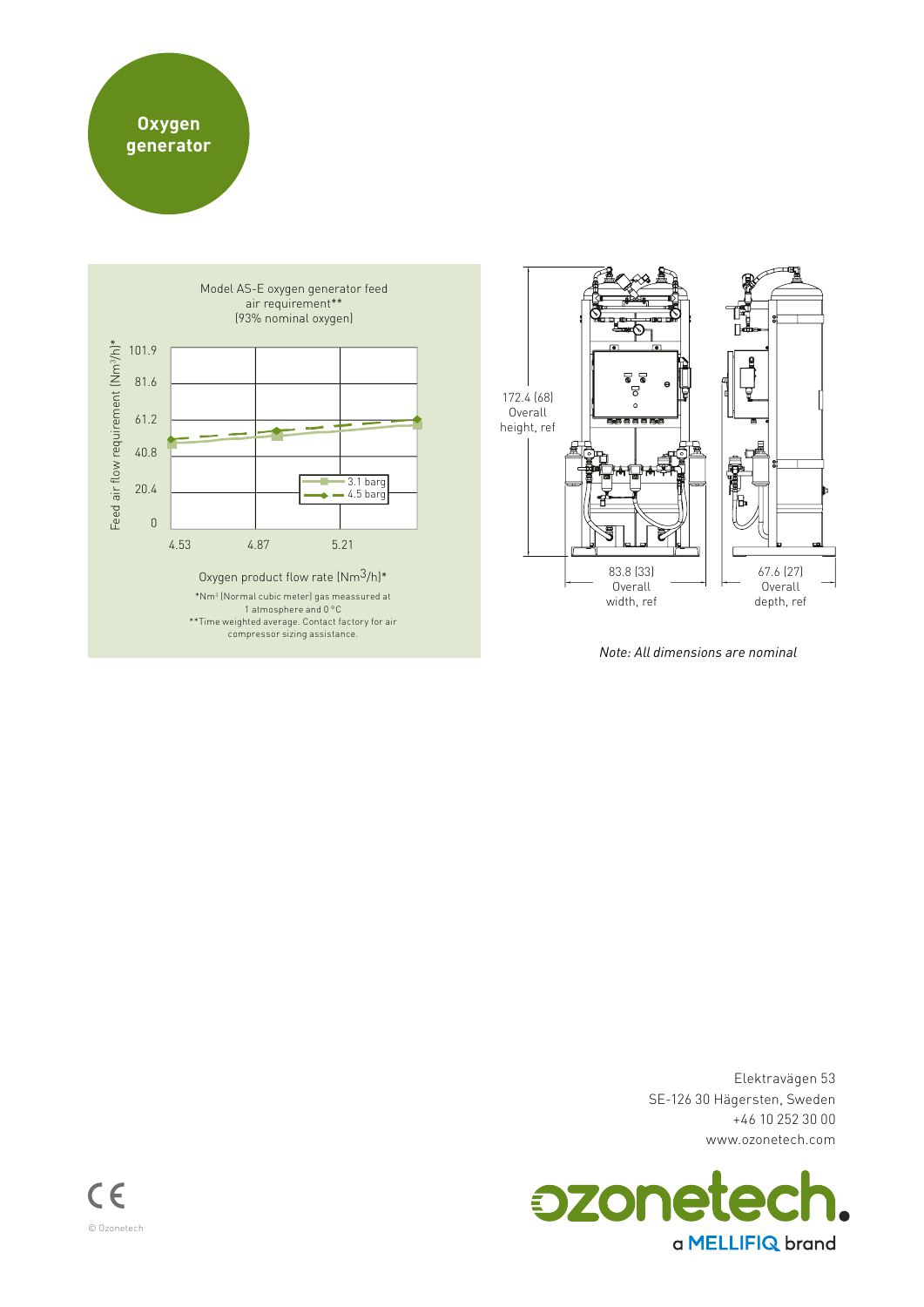# Oxygen generator

Model AS-E oxygen generator feed air requirement** (93% nominal oxygen)

Feed air flow requirement (Nm³/h)*

101.9
81.6
61.2
40.8
20.4
0

4.53
4.87
5.21

3.1 barg
4.5 barg

Oxygen product flow rate (Nm³/h)*

*Nm³ (Normal cubic meter) gas meassured at 1 atmosphere and 0 °C
**Time weighted average. Contact factory for air compressor sizing assistance.

172.4 (68) Overall height, ref

83.8 (33) Overall width, ref

67.6 (27) Overall depth, ref

*Note: All dimensions are nominal*

Elektravägen 53
SE-126 30 Hägersten, Sweden
+46 10 252 30 00
www.ozonetech.com

ozonetech. a MELLIFIQ brand

CE

© Ozonetech